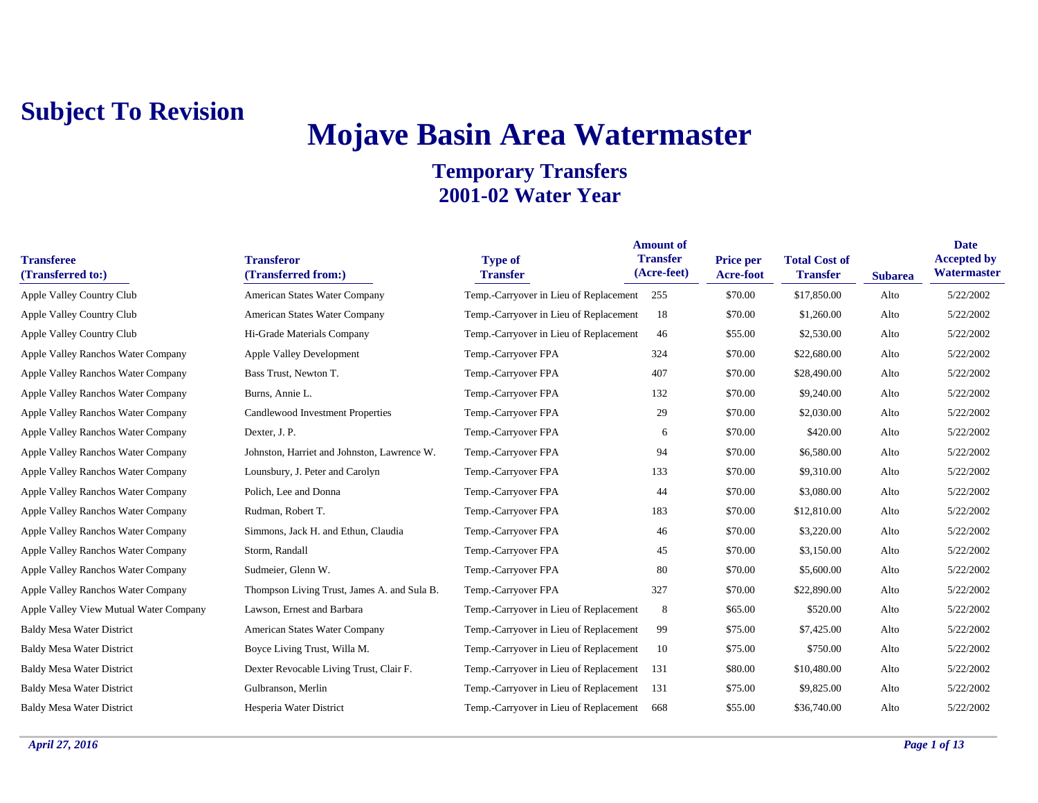**Subject To Revision**

# Mojave Basin Area Watermaster

## Temporary Transfers
## 2001-02 Water Year

| Transferee (Transferred to:) | Transferor (Transferred from:) | Type of Transfer | Amount of Transfer (Acre-feet) | Price per Acre-foot | Total Cost of Transfer | Subarea | Date Accepted by Watermaster |
|---|---|---|---|---|---|---|---|
| Apple Valley Country Club | American States Water Company | Temp.-Carryover in Lieu of Replacement | 255 | $70.00 | $17,850.00 | Alto | 5/22/2002 |
| Apple Valley Country Club | American States Water Company | Temp.-Carryover in Lieu of Replacement | 18 | $70.00 | $1,260.00 | Alto | 5/22/2002 |
| Apple Valley Country Club | Hi-Grade Materials Company | Temp.-Carryover in Lieu of Replacement | 46 | $55.00 | $2,530.00 | Alto | 5/22/2002 |
| Apple Valley Ranchos Water Company | Apple Valley Development | Temp.-Carryover FPA | 324 | $70.00 | $22,680.00 | Alto | 5/22/2002 |
| Apple Valley Ranchos Water Company | Bass Trust, Newton T. | Temp.-Carryover FPA | 407 | $70.00 | $28,490.00 | Alto | 5/22/2002 |
| Apple Valley Ranchos Water Company | Burns, Annie L. | Temp.-Carryover FPA | 132 | $70.00 | $9,240.00 | Alto | 5/22/2002 |
| Apple Valley Ranchos Water Company | Candlewood Investment Properties | Temp.-Carryover FPA | 29 | $70.00 | $2,030.00 | Alto | 5/22/2002 |
| Apple Valley Ranchos Water Company | Dexter, J. P. | Temp.-Carryover FPA | 6 | $70.00 | $420.00 | Alto | 5/22/2002 |
| Apple Valley Ranchos Water Company | Johnston, Harriet and Johnston, Lawrence W. | Temp.-Carryover FPA | 94 | $70.00 | $6,580.00 | Alto | 5/22/2002 |
| Apple Valley Ranchos Water Company | Lounsbury, J. Peter and Carolyn | Temp.-Carryover FPA | 133 | $70.00 | $9,310.00 | Alto | 5/22/2002 |
| Apple Valley Ranchos Water Company | Polich, Lee and Donna | Temp.-Carryover FPA | 44 | $70.00 | $3,080.00 | Alto | 5/22/2002 |
| Apple Valley Ranchos Water Company | Rudman, Robert T. | Temp.-Carryover FPA | 183 | $70.00 | $12,810.00 | Alto | 5/22/2002 |
| Apple Valley Ranchos Water Company | Simmons, Jack H. and Ethun, Claudia | Temp.-Carryover FPA | 46 | $70.00 | $3,220.00 | Alto | 5/22/2002 |
| Apple Valley Ranchos Water Company | Storm, Randall | Temp.-Carryover FPA | 45 | $70.00 | $3,150.00 | Alto | 5/22/2002 |
| Apple Valley Ranchos Water Company | Sudmeier, Glenn W. | Temp.-Carryover FPA | 80 | $70.00 | $5,600.00 | Alto | 5/22/2002 |
| Apple Valley Ranchos Water Company | Thompson Living Trust, James A. and Sula B. | Temp.-Carryover FPA | 327 | $70.00 | $22,890.00 | Alto | 5/22/2002 |
| Apple Valley View Mutual Water Company | Lawson, Ernest and Barbara | Temp.-Carryover in Lieu of Replacement | 8 | $65.00 | $520.00 | Alto | 5/22/2002 |
| Baldy Mesa Water District | American States Water Company | Temp.-Carryover in Lieu of Replacement | 99 | $75.00 | $7,425.00 | Alto | 5/22/2002 |
| Baldy Mesa Water District | Boyce Living Trust, Willa M. | Temp.-Carryover in Lieu of Replacement | 10 | $75.00 | $750.00 | Alto | 5/22/2002 |
| Baldy Mesa Water District | Dexter Revocable Living Trust, Clair F. | Temp.-Carryover in Lieu of Replacement | 131 | $80.00 | $10,480.00 | Alto | 5/22/2002 |
| Baldy Mesa Water District | Gulbranson, Merlin | Temp.-Carryover in Lieu of Replacement | 131 | $75.00 | $9,825.00 | Alto | 5/22/2002 |
| Baldy Mesa Water District | Hesperia Water District | Temp.-Carryover in Lieu of Replacement | 668 | $55.00 | $36,740.00 | Alto | 5/22/2002 |

*April 27, 2016*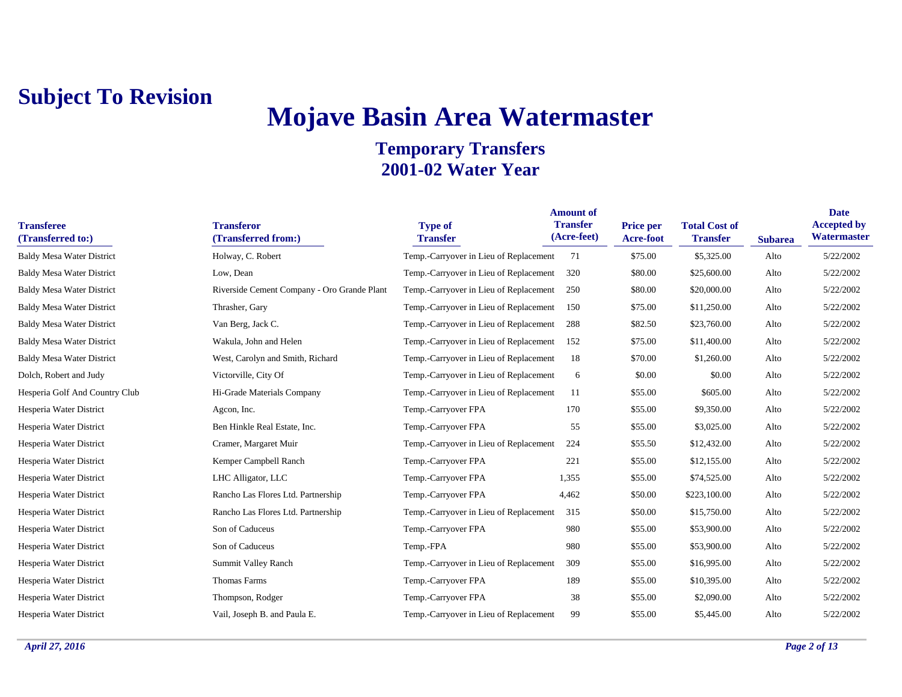**Subject To Revision**

# Mojave Basin Area Watermaster

## Temporary Transfers
## 2001-02 Water Year

| Transferee (Transferred to:) | Transferor (Transferred from:) | Type of Transfer | Amount of Transfer (Acre-feet) | Price per Acre-foot | Total Cost of Transfer | Subarea | Date Accepted by Watermaster |
|---|---|---|---|---|---|---|---|
| Baldy Mesa Water District | Holway, C. Robert | Temp.-Carryover in Lieu of Replacement | 71 | $75.00 | $5,325.00 | Alto | 5/22/2002 |
| Baldy Mesa Water District | Low, Dean | Temp.-Carryover in Lieu of Replacement | 320 | $80.00 | $25,600.00 | Alto | 5/22/2002 |
| Baldy Mesa Water District | Riverside Cement Company - Oro Grande Plant | Temp.-Carryover in Lieu of Replacement | 250 | $80.00 | $20,000.00 | Alto | 5/22/2002 |
| Baldy Mesa Water District | Thrasher, Gary | Temp.-Carryover in Lieu of Replacement | 150 | $75.00 | $11,250.00 | Alto | 5/22/2002 |
| Baldy Mesa Water District | Van Berg, Jack C. | Temp.-Carryover in Lieu of Replacement | 288 | $82.50 | $23,760.00 | Alto | 5/22/2002 |
| Baldy Mesa Water District | Wakula, John and Helen | Temp.-Carryover in Lieu of Replacement | 152 | $75.00 | $11,400.00 | Alto | 5/22/2002 |
| Baldy Mesa Water District | West, Carolyn and Smith, Richard | Temp.-Carryover in Lieu of Replacement | 18 | $70.00 | $1,260.00 | Alto | 5/22/2002 |
| Dolch, Robert and Judy | Victorville, City Of | Temp.-Carryover in Lieu of Replacement | 6 | $0.00 | $0.00 | Alto | 5/22/2002 |
| Hesperia Golf And Country Club | Hi-Grade Materials Company | Temp.-Carryover in Lieu of Replacement | 11 | $55.00 | $605.00 | Alto | 5/22/2002 |
| Hesperia Water District | Agcon, Inc. | Temp.-Carryover FPA | 170 | $55.00 | $9,350.00 | Alto | 5/22/2002 |
| Hesperia Water District | Ben Hinkle Real Estate, Inc. | Temp.-Carryover FPA | 55 | $55.00 | $3,025.00 | Alto | 5/22/2002 |
| Hesperia Water District | Cramer, Margaret Muir | Temp.-Carryover in Lieu of Replacement | 224 | $55.50 | $12,432.00 | Alto | 5/22/2002 |
| Hesperia Water District | Kemper Campbell Ranch | Temp.-Carryover FPA | 221 | $55.00 | $12,155.00 | Alto | 5/22/2002 |
| Hesperia Water District | LHC Alligator, LLC | Temp.-Carryover FPA | 1,355 | $55.00 | $74,525.00 | Alto | 5/22/2002 |
| Hesperia Water District | Rancho Las Flores Ltd. Partnership | Temp.-Carryover FPA | 4,462 | $50.00 | $223,100.00 | Alto | 5/22/2002 |
| Hesperia Water District | Rancho Las Flores Ltd. Partnership | Temp.-Carryover in Lieu of Replacement | 315 | $50.00 | $15,750.00 | Alto | 5/22/2002 |
| Hesperia Water District | Son of Caduceus | Temp.-Carryover FPA | 980 | $55.00 | $53,900.00 | Alto | 5/22/2002 |
| Hesperia Water District | Son of Caduceus | Temp.-FPA | 980 | $55.00 | $53,900.00 | Alto | 5/22/2002 |
| Hesperia Water District | Summit Valley Ranch | Temp.-Carryover in Lieu of Replacement | 309 | $55.00 | $16,995.00 | Alto | 5/22/2002 |
| Hesperia Water District | Thomas Farms | Temp.-Carryover FPA | 189 | $55.00 | $10,395.00 | Alto | 5/22/2002 |
| Hesperia Water District | Thompson, Rodger | Temp.-Carryover FPA | 38 | $55.00 | $2,090.00 | Alto | 5/22/2002 |
| Hesperia Water District | Vail, Joseph B. and Paula E. | Temp.-Carryover in Lieu of Replacement | 99 | $55.00 | $5,445.00 | Alto | 5/22/2002 |

*April 27, 2016*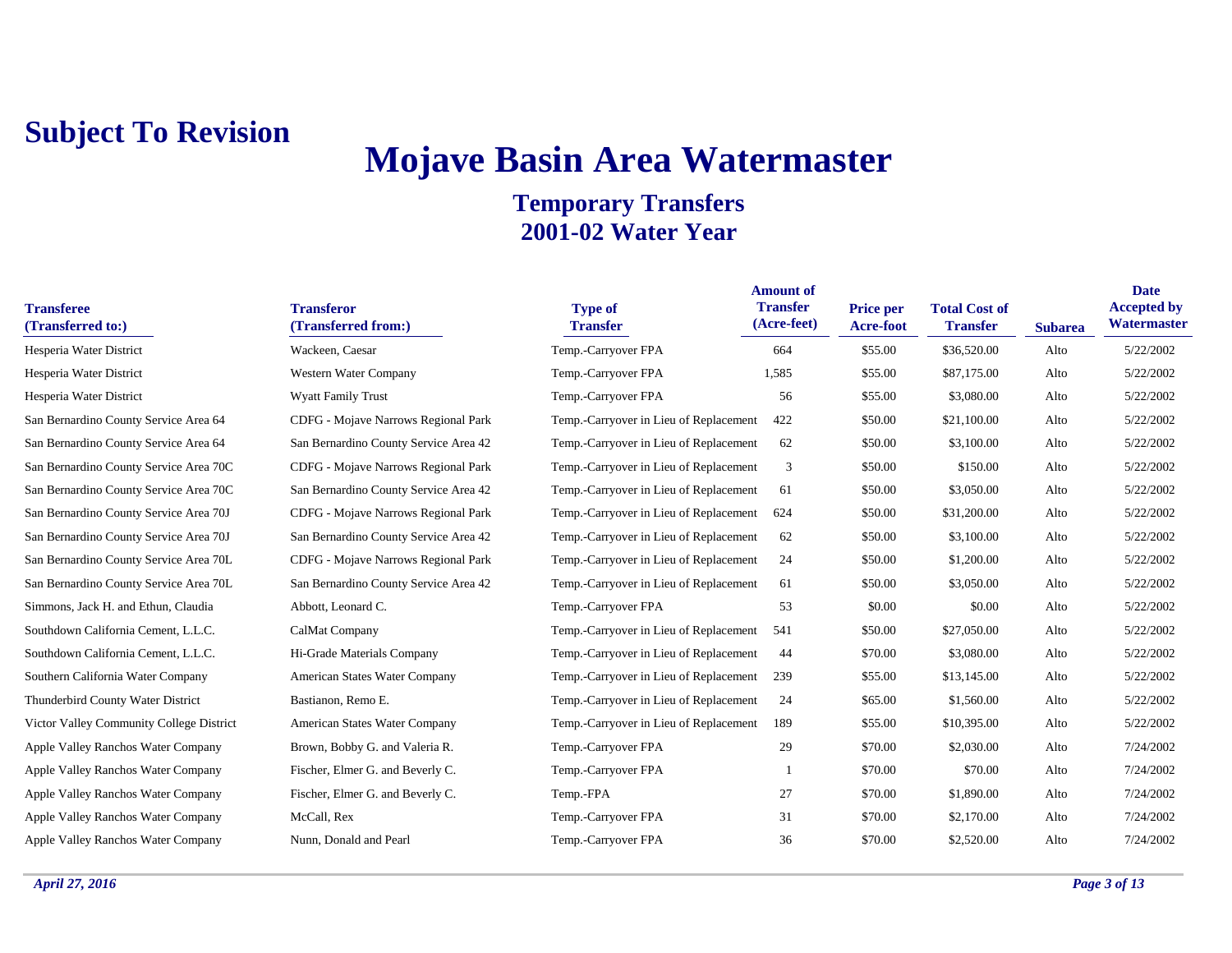**Subject To Revision**

# Mojave Basin Area Watermaster

## Temporary Transfers
## 2001-02 Water Year

| Transferee (Transferred to:) | Transferor (Transferred from:) | Type of Transfer | Amount of Transfer (Acre-feet) | Price per Acre-foot | Total Cost of Transfer | Subarea | Date Accepted by Watermaster |
|---|---|---|---|---|---|---|---|
| Hesperia Water District | Wackeen, Caesar | Temp.-Carryover FPA | 664 | $55.00 | $36,520.00 | Alto | 5/22/2002 |
| Hesperia Water District | Western Water Company | Temp.-Carryover FPA | 1,585 | $55.00 | $87,175.00 | Alto | 5/22/2002 |
| Hesperia Water District | Wyatt Family Trust | Temp.-Carryover FPA | 56 | $55.00 | $3,080.00 | Alto | 5/22/2002 |
| San Bernardino County Service Area 64 | CDFG - Mojave Narrows Regional Park | Temp.-Carryover in Lieu of Replacement | 422 | $50.00 | $21,100.00 | Alto | 5/22/2002 |
| San Bernardino County Service Area 64 | San Bernardino County Service Area 42 | Temp.-Carryover in Lieu of Replacement | 62 | $50.00 | $3,100.00 | Alto | 5/22/2002 |
| San Bernardino County Service Area 70C | CDFG - Mojave Narrows Regional Park | Temp.-Carryover in Lieu of Replacement | 3 | $50.00 | $150.00 | Alto | 5/22/2002 |
| San Bernardino County Service Area 70C | San Bernardino County Service Area 42 | Temp.-Carryover in Lieu of Replacement | 61 | $50.00 | $3,050.00 | Alto | 5/22/2002 |
| San Bernardino County Service Area 70J | CDFG - Mojave Narrows Regional Park | Temp.-Carryover in Lieu of Replacement | 624 | $50.00 | $31,200.00 | Alto | 5/22/2002 |
| San Bernardino County Service Area 70J | San Bernardino County Service Area 42 | Temp.-Carryover in Lieu of Replacement | 62 | $50.00 | $3,100.00 | Alto | 5/22/2002 |
| San Bernardino County Service Area 70L | CDFG - Mojave Narrows Regional Park | Temp.-Carryover in Lieu of Replacement | 24 | $50.00 | $1,200.00 | Alto | 5/22/2002 |
| San Bernardino County Service Area 70L | San Bernardino County Service Area 42 | Temp.-Carryover in Lieu of Replacement | 61 | $50.00 | $3,050.00 | Alto | 5/22/2002 |
| Simmons, Jack H. and Ethun, Claudia | Abbott, Leonard C. | Temp.-Carryover FPA | 53 | $0.00 | $0.00 | Alto | 5/22/2002 |
| Southdown California Cement, L.L.C. | CalMat Company | Temp.-Carryover in Lieu of Replacement | 541 | $50.00 | $27,050.00 | Alto | 5/22/2002 |
| Southdown California Cement, L.L.C. | Hi-Grade Materials Company | Temp.-Carryover in Lieu of Replacement | 44 | $70.00 | $3,080.00 | Alto | 5/22/2002 |
| Southern California Water Company | American States Water Company | Temp.-Carryover in Lieu of Replacement | 239 | $55.00 | $13,145.00 | Alto | 5/22/2002 |
| Thunderbird County Water District | Bastianon, Remo E. | Temp.-Carryover in Lieu of Replacement | 24 | $65.00 | $1,560.00 | Alto | 5/22/2002 |
| Victor Valley Community College District | American States Water Company | Temp.-Carryover in Lieu of Replacement | 189 | $55.00 | $10,395.00 | Alto | 5/22/2002 |
| Apple Valley Ranchos Water Company | Brown, Bobby G. and Valeria R. | Temp.-Carryover FPA | 29 | $70.00 | $2,030.00 | Alto | 7/24/2002 |
| Apple Valley Ranchos Water Company | Fischer, Elmer G. and Beverly C. | Temp.-Carryover FPA | 1 | $70.00 | $70.00 | Alto | 7/24/2002 |
| Apple Valley Ranchos Water Company | Fischer, Elmer G. and Beverly C. | Temp.-FPA | 27 | $70.00 | $1,890.00 | Alto | 7/24/2002 |
| Apple Valley Ranchos Water Company | McCall, Rex | Temp.-Carryover FPA | 31 | $70.00 | $2,170.00 | Alto | 7/24/2002 |
| Apple Valley Ranchos Water Company | Nunn, Donald and Pearl | Temp.-Carryover FPA | 36 | $70.00 | $2,520.00 | Alto | 7/24/2002 |

*April 27, 2016*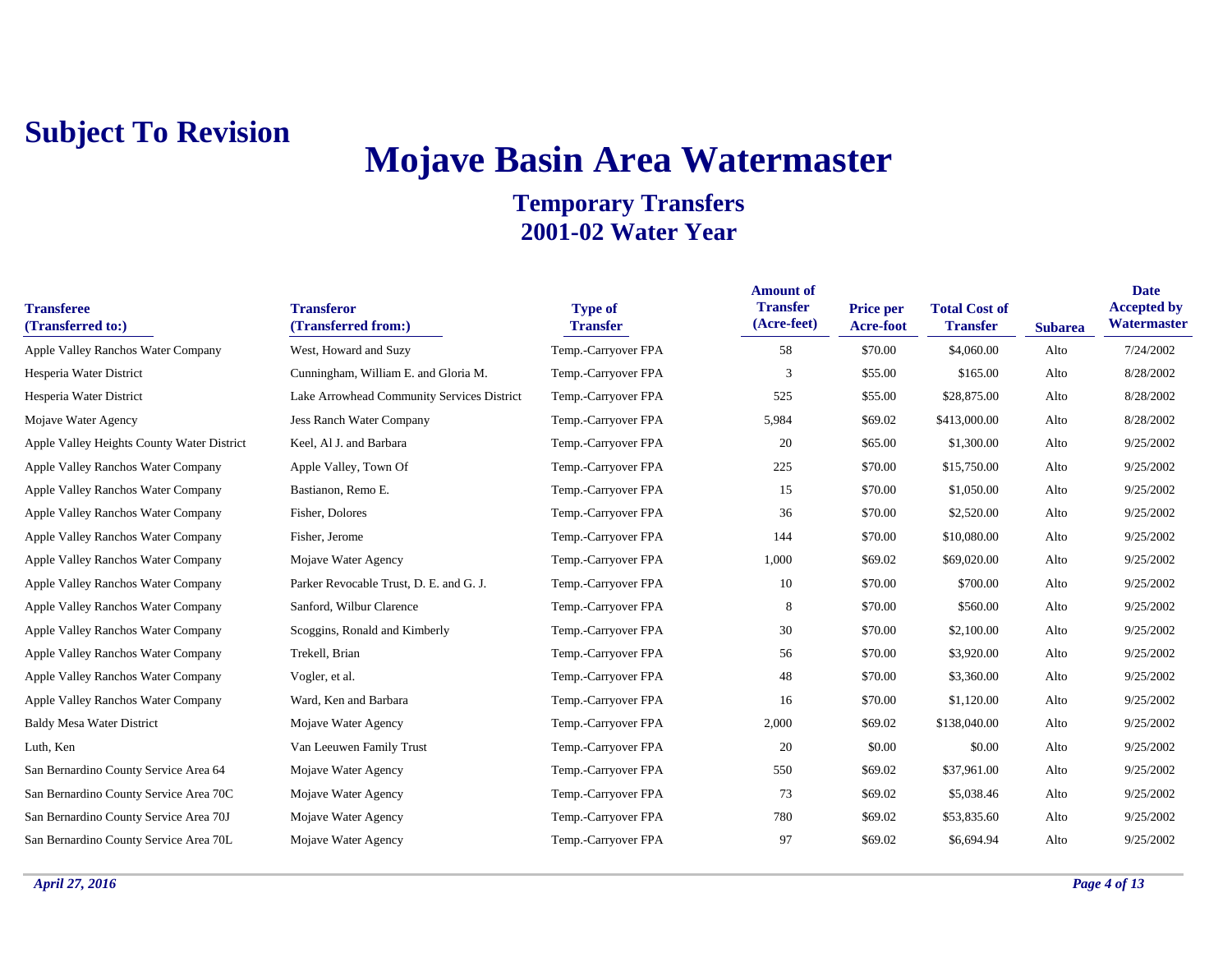**Subject To Revision**

# Mojave Basin Area Watermaster

## Temporary Transfers
## 2001-02 Water Year

| Transferee (Transferred to:) | Transferor (Transferred from:) | Type of Transfer | Amount of Transfer (Acre-feet) | Price per Acre-foot | Total Cost of Transfer | Subarea | Date Accepted by Watermaster |
|---|---|---|---|---|---|---|---|
| Apple Valley Ranchos Water Company | West, Howard and Suzy | Temp.-Carryover FPA | 58 | $70.00 | $4,060.00 | Alto | 7/24/2002 |
| Hesperia Water District | Cunningham, William E. and Gloria M. | Temp.-Carryover FPA | 3 | $55.00 | $165.00 | Alto | 8/28/2002 |
| Hesperia Water District | Lake Arrowhead Community Services District | Temp.-Carryover FPA | 525 | $55.00 | $28,875.00 | Alto | 8/28/2002 |
| Mojave Water Agency | Jess Ranch Water Company | Temp.-Carryover FPA | 5,984 | $69.02 | $413,000.00 | Alto | 8/28/2002 |
| Apple Valley Heights County Water District | Keel, Al J. and Barbara | Temp.-Carryover FPA | 20 | $65.00 | $1,300.00 | Alto | 9/25/2002 |
| Apple Valley Ranchos Water Company | Apple Valley, Town Of | Temp.-Carryover FPA | 225 | $70.00 | $15,750.00 | Alto | 9/25/2002 |
| Apple Valley Ranchos Water Company | Bastianon, Remo E. | Temp.-Carryover FPA | 15 | $70.00 | $1,050.00 | Alto | 9/25/2002 |
| Apple Valley Ranchos Water Company | Fisher, Dolores | Temp.-Carryover FPA | 36 | $70.00 | $2,520.00 | Alto | 9/25/2002 |
| Apple Valley Ranchos Water Company | Fisher, Jerome | Temp.-Carryover FPA | 144 | $70.00 | $10,080.00 | Alto | 9/25/2002 |
| Apple Valley Ranchos Water Company | Mojave Water Agency | Temp.-Carryover FPA | 1,000 | $69.02 | $69,020.00 | Alto | 9/25/2002 |
| Apple Valley Ranchos Water Company | Parker Revocable Trust, D. E. and G. J. | Temp.-Carryover FPA | 10 | $70.00 | $700.00 | Alto | 9/25/2002 |
| Apple Valley Ranchos Water Company | Sanford, Wilbur Clarence | Temp.-Carryover FPA | 8 | $70.00 | $560.00 | Alto | 9/25/2002 |
| Apple Valley Ranchos Water Company | Scoggins, Ronald and Kimberly | Temp.-Carryover FPA | 30 | $70.00 | $2,100.00 | Alto | 9/25/2002 |
| Apple Valley Ranchos Water Company | Trekell, Brian | Temp.-Carryover FPA | 56 | $70.00 | $3,920.00 | Alto | 9/25/2002 |
| Apple Valley Ranchos Water Company | Vogler, et al. | Temp.-Carryover FPA | 48 | $70.00 | $3,360.00 | Alto | 9/25/2002 |
| Apple Valley Ranchos Water Company | Ward, Ken and Barbara | Temp.-Carryover FPA | 16 | $70.00 | $1,120.00 | Alto | 9/25/2002 |
| Baldy Mesa Water District | Mojave Water Agency | Temp.-Carryover FPA | 2,000 | $69.02 | $138,040.00 | Alto | 9/25/2002 |
| Luth, Ken | Van Leeuwen Family Trust | Temp.-Carryover FPA | 20 | $0.00 | $0.00 | Alto | 9/25/2002 |
| San Bernardino County Service Area 64 | Mojave Water Agency | Temp.-Carryover FPA | 550 | $69.02 | $37,961.00 | Alto | 9/25/2002 |
| San Bernardino County Service Area 70C | Mojave Water Agency | Temp.-Carryover FPA | 73 | $69.02 | $5,038.46 | Alto | 9/25/2002 |
| San Bernardino County Service Area 70J | Mojave Water Agency | Temp.-Carryover FPA | 780 | $69.02 | $53,835.60 | Alto | 9/25/2002 |
| San Bernardino County Service Area 70L | Mojave Water Agency | Temp.-Carryover FPA | 97 | $69.02 | $6,694.94 | Alto | 9/25/2002 |

*April 27, 2016*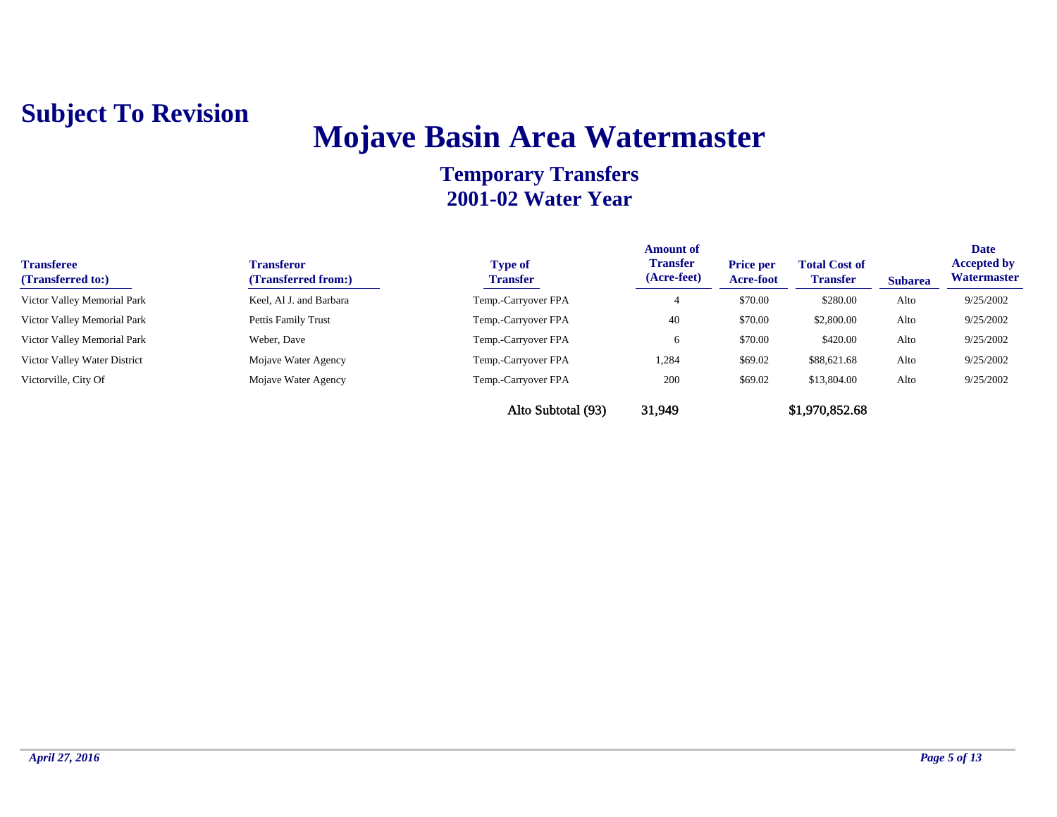**Subject To Revision**

# Mojave Basin Area Watermaster

## Temporary Transfers
## 2001-02 Water Year

| Transferee (Transferred to:) | Transferor (Transferred from:) | Type of Transfer | Amount of Transfer (Acre-feet) | Price per Acre-foot | Total Cost of Transfer | Subarea | Date Accepted by Watermaster |
|---|---|---|---|---|---|---|---|
| Victor Valley Memorial Park | Keel, Al J. and Barbara | Temp.-Carryover FPA | 4 | $70.00 | $280.00 | Alto | 9/25/2002 |
| Victor Valley Memorial Park | Pettis Family Trust | Temp.-Carryover FPA | 40 | $70.00 | $2,800.00 | Alto | 9/25/2002 |
| Victor Valley Memorial Park | Weber, Dave | Temp.-Carryover FPA | 6 | $70.00 | $420.00 | Alto | 9/25/2002 |
| Victor Valley Water District | Mojave Water Agency | Temp.-Carryover FPA | 1,284 | $69.02 | $88,621.68 | Alto | 9/25/2002 |
| Victorville, City Of | Mojave Water Agency | Temp.-Carryover FPA | 200 | $69.02 | $13,804.00 | Alto | 9/25/2002 |
| | | Alto Subtotal (93) | 31,949 | | $1,970,852.68 | | |

*April 27, 2016*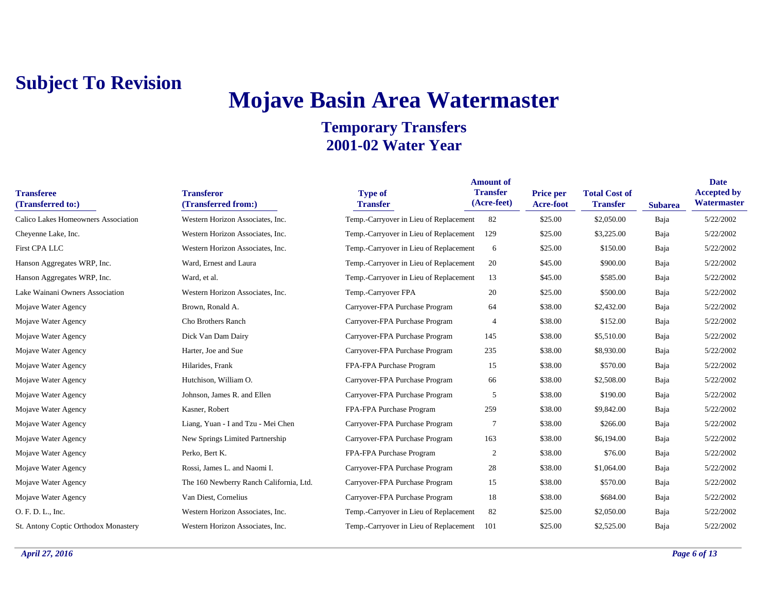**Subject To Revision**

# Mojave Basin Area Watermaster

## Temporary Transfers
## 2001-02 Water Year

| Transferee (Transferred to:) | Transferor (Transferred from:) | Type of Transfer | Amount of Transfer (Acre-feet) | Price per Acre-foot | Total Cost of Transfer | Subarea | Date Accepted by Watermaster |
|---|---|---|---|---|---|---|---|
| Calico Lakes Homeowners Association | Western Horizon Associates, Inc. | Temp.-Carryover in Lieu of Replacement | 82 | $25.00 | $2,050.00 | Baja | 5/22/2002 |
| Cheyenne Lake, Inc. | Western Horizon Associates, Inc. | Temp.-Carryover in Lieu of Replacement | 129 | $25.00 | $3,225.00 | Baja | 5/22/2002 |
| First CPA LLC | Western Horizon Associates, Inc. | Temp.-Carryover in Lieu of Replacement | 6 | $25.00 | $150.00 | Baja | 5/22/2002 |
| Hanson Aggregates WRP, Inc. | Ward, Ernest and Laura | Temp.-Carryover in Lieu of Replacement | 20 | $45.00 | $900.00 | Baja | 5/22/2002 |
| Hanson Aggregates WRP, Inc. | Ward, et al. | Temp.-Carryover in Lieu of Replacement | 13 | $45.00 | $585.00 | Baja | 5/22/2002 |
| Lake Wainani Owners Association | Western Horizon Associates, Inc. | Temp.-Carryover FPA | 20 | $25.00 | $500.00 | Baja | 5/22/2002 |
| Mojave Water Agency | Brown, Ronald A. | Carryover-FPA Purchase Program | 64 | $38.00 | $2,432.00 | Baja | 5/22/2002 |
| Mojave Water Agency | Cho Brothers Ranch | Carryover-FPA Purchase Program | 4 | $38.00 | $152.00 | Baja | 5/22/2002 |
| Mojave Water Agency | Dick Van Dam Dairy | Carryover-FPA Purchase Program | 145 | $38.00 | $5,510.00 | Baja | 5/22/2002 |
| Mojave Water Agency | Harter, Joe and Sue | Carryover-FPA Purchase Program | 235 | $38.00 | $8,930.00 | Baja | 5/22/2002 |
| Mojave Water Agency | Hilarides, Frank | FPA-FPA Purchase Program | 15 | $38.00 | $570.00 | Baja | 5/22/2002 |
| Mojave Water Agency | Hutchison, William O. | Carryover-FPA Purchase Program | 66 | $38.00 | $2,508.00 | Baja | 5/22/2002 |
| Mojave Water Agency | Johnson, James R. and Ellen | Carryover-FPA Purchase Program | 5 | $38.00 | $190.00 | Baja | 5/22/2002 |
| Mojave Water Agency | Kasner, Robert | FPA-FPA Purchase Program | 259 | $38.00 | $9,842.00 | Baja | 5/22/2002 |
| Mojave Water Agency | Liang, Yuan - I and Tzu - Mei Chen | Carryover-FPA Purchase Program | 7 | $38.00 | $266.00 | Baja | 5/22/2002 |
| Mojave Water Agency | New Springs Limited Partnership | Carryover-FPA Purchase Program | 163 | $38.00 | $6,194.00 | Baja | 5/22/2002 |
| Mojave Water Agency | Perko, Bert K. | FPA-FPA Purchase Program | 2 | $38.00 | $76.00 | Baja | 5/22/2002 |
| Mojave Water Agency | Rossi, James L. and Naomi I. | Carryover-FPA Purchase Program | 28 | $38.00 | $1,064.00 | Baja | 5/22/2002 |
| Mojave Water Agency | The 160 Newberry Ranch California, Ltd. | Carryover-FPA Purchase Program | 15 | $38.00 | $570.00 | Baja | 5/22/2002 |
| Mojave Water Agency | Van Diest, Cornelius | Carryover-FPA Purchase Program | 18 | $38.00 | $684.00 | Baja | 5/22/2002 |
| O. F. D. L., Inc. | Western Horizon Associates, Inc. | Temp.-Carryover in Lieu of Replacement | 82 | $25.00 | $2,050.00 | Baja | 5/22/2002 |
| St. Antony Coptic Orthodox Monastery | Western Horizon Associates, Inc. | Temp.-Carryover in Lieu of Replacement | 101 | $25.00 | $2,525.00 | Baja | 5/22/2002 |

*April 27, 2016*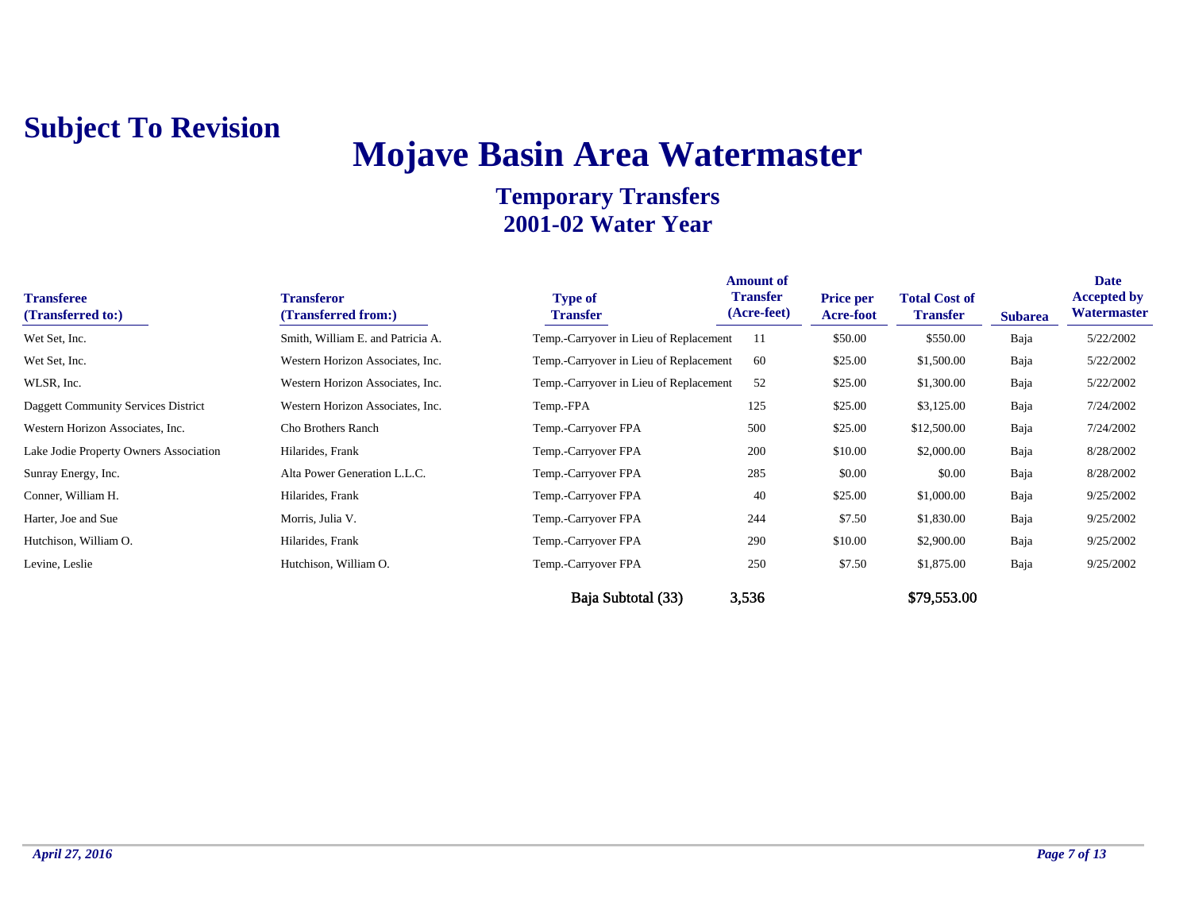**Subject To Revision**

# Mojave Basin Area Watermaster

## Temporary Transfers
## 2001-02 Water Year

| Transferee (Transferred to:) | Transferor (Transferred from:) | Type of Transfer | Amount of Transfer (Acre-feet) | Price per Acre-foot | Total Cost of Transfer | Subarea | Date Accepted by Watermaster |
|---|---|---|---|---|---|---|---|
| Wet Set, Inc. | Smith, William E. and Patricia A. | Temp.-Carryover in Lieu of Replacement | 11 | $50.00 | $550.00 | Baja | 5/22/2002 |
| Wet Set, Inc. | Western Horizon Associates, Inc. | Temp.-Carryover in Lieu of Replacement | 60 | $25.00 | $1,500.00 | Baja | 5/22/2002 |
| WLSR, Inc. | Western Horizon Associates, Inc. | Temp.-Carryover in Lieu of Replacement | 52 | $25.00 | $1,300.00 | Baja | 5/22/2002 |
| Daggett Community Services District | Western Horizon Associates, Inc. | Temp.-FPA | 125 | $25.00 | $3,125.00 | Baja | 7/24/2002 |
| Western Horizon Associates, Inc. | Cho Brothers Ranch | Temp.-Carryover FPA | 500 | $25.00 | $12,500.00 | Baja | 7/24/2002 |
| Lake Jodie Property Owners Association | Hilarides, Frank | Temp.-Carryover FPA | 200 | $10.00 | $2,000.00 | Baja | 8/28/2002 |
| Sunray Energy, Inc. | Alta Power Generation L.L.C. | Temp.-Carryover FPA | 285 | $0.00 | $0.00 | Baja | 8/28/2002 |
| Conner, William H. | Hilarides, Frank | Temp.-Carryover FPA | 40 | $25.00 | $1,000.00 | Baja | 9/25/2002 |
| Harter, Joe and Sue | Morris, Julia V. | Temp.-Carryover FPA | 244 | $7.50 | $1,830.00 | Baja | 9/25/2002 |
| Hutchison, William O. | Hilarides, Frank | Temp.-Carryover FPA | 290 | $10.00 | $2,900.00 | Baja | 9/25/2002 |
| Levine, Leslie | Hutchison, William O. | Temp.-Carryover FPA | 250 | $7.50 | $1,875.00 | Baja | 9/25/2002 |
| | | **Baja Subtotal (33)** | **3,536** | | **$79,553.00** | | |

*April 27, 2016*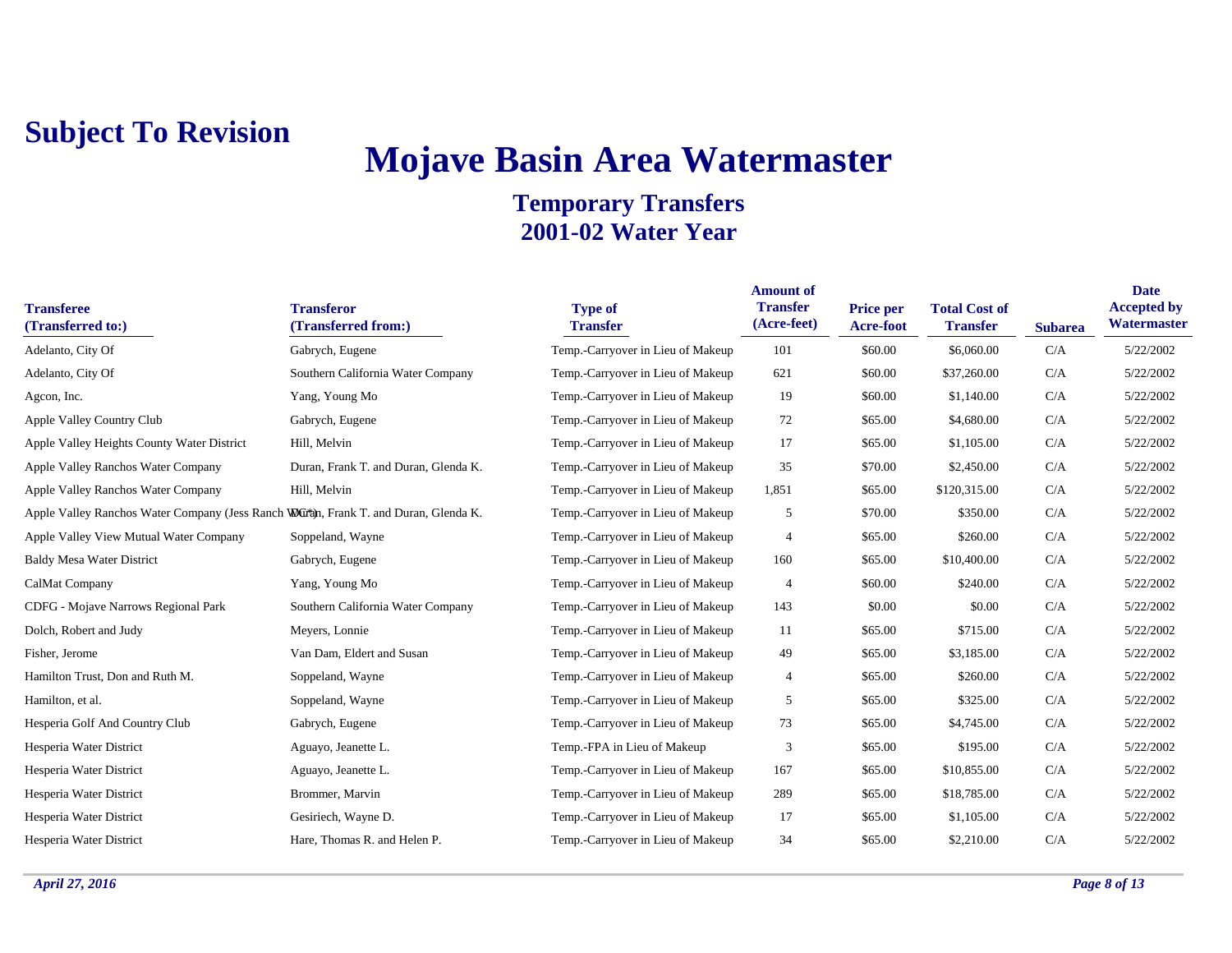**Subject To Revision**

# Mojave Basin Area Watermaster

## Temporary Transfers
## 2001-02 Water Year

| Transferee (Transferred to:) | Transferor (Transferred from:) | Type of Transfer | Amount of Transfer (Acre-feet) | Price per Acre-foot | Total Cost of Transfer | Subarea | Date Accepted by Watermaster |
|---|---|---|---|---|---|---|---|
| Adelanto, City Of | Gabrych, Eugene | Temp.-Carryover in Lieu of Makeup | 101 | $60.00 | $6,060.00 | C/A | 5/22/2002 |
| Adelanto, City Of | Southern California Water Company | Temp.-Carryover in Lieu of Makeup | 621 | $60.00 | $37,260.00 | C/A | 5/22/2002 |
| Agcon, Inc. | Yang, Young Mo | Temp.-Carryover in Lieu of Makeup | 19 | $60.00 | $1,140.00 | C/A | 5/22/2002 |
| Apple Valley Country Club | Gabrych, Eugene | Temp.-Carryover in Lieu of Makeup | 72 | $65.00 | $4,680.00 | C/A | 5/22/2002 |
| Apple Valley Heights County Water District | Hill, Melvin | Temp.-Carryover in Lieu of Makeup | 17 | $65.00 | $1,105.00 | C/A | 5/22/2002 |
| Apple Valley Ranchos Water Company | Duran, Frank T. and Duran, Glenda K. | Temp.-Carryover in Lieu of Makeup | 35 | $70.00 | $2,450.00 | C/A | 5/22/2002 |
| Apple Valley Ranchos Water Company | Hill, Melvin | Temp.-Carryover in Lieu of Makeup | 1,851 | $65.00 | $120,315.00 | C/A | 5/22/2002 |
| Apple Valley Ranchos Water Company (Jess Ranch W(*)) | Duran, Frank T. and Duran, Glenda K. | Temp.-Carryover in Lieu of Makeup | 5 | $70.00 | $350.00 | C/A | 5/22/2002 |
| Apple Valley View Mutual Water Company | Soppeland, Wayne | Temp.-Carryover in Lieu of Makeup | 4 | $65.00 | $260.00 | C/A | 5/22/2002 |
| Baldy Mesa Water District | Gabrych, Eugene | Temp.-Carryover in Lieu of Makeup | 160 | $65.00 | $10,400.00 | C/A | 5/22/2002 |
| CalMat Company | Yang, Young Mo | Temp.-Carryover in Lieu of Makeup | 4 | $60.00 | $240.00 | C/A | 5/22/2002 |
| CDFG - Mojave Narrows Regional Park | Southern California Water Company | Temp.-Carryover in Lieu of Makeup | 143 | $0.00 | $0.00 | C/A | 5/22/2002 |
| Dolch, Robert and Judy | Meyers, Lonnie | Temp.-Carryover in Lieu of Makeup | 11 | $65.00 | $715.00 | C/A | 5/22/2002 |
| Fisher, Jerome | Van Dam, Eldert and Susan | Temp.-Carryover in Lieu of Makeup | 49 | $65.00 | $3,185.00 | C/A | 5/22/2002 |
| Hamilton Trust, Don and Ruth M. | Soppeland, Wayne | Temp.-Carryover in Lieu of Makeup | 4 | $65.00 | $260.00 | C/A | 5/22/2002 |
| Hamilton, et al. | Soppeland, Wayne | Temp.-Carryover in Lieu of Makeup | 5 | $65.00 | $325.00 | C/A | 5/22/2002 |
| Hesperia Golf And Country Club | Gabrych, Eugene | Temp.-Carryover in Lieu of Makeup | 73 | $65.00 | $4,745.00 | C/A | 5/22/2002 |
| Hesperia Water District | Aguayo, Jeanette L. | Temp.-FPA in Lieu of Makeup | 3 | $65.00 | $195.00 | C/A | 5/22/2002 |
| Hesperia Water District | Aguayo, Jeanette L. | Temp.-Carryover in Lieu of Makeup | 167 | $65.00 | $10,855.00 | C/A | 5/22/2002 |
| Hesperia Water District | Brommer, Marvin | Temp.-Carryover in Lieu of Makeup | 289 | $65.00 | $18,785.00 | C/A | 5/22/2002 |
| Hesperia Water District | Gesiriech, Wayne D. | Temp.-Carryover in Lieu of Makeup | 17 | $65.00 | $1,105.00 | C/A | 5/22/2002 |
| Hesperia Water District | Hare, Thomas R. and Helen P. | Temp.-Carryover in Lieu of Makeup | 34 | $65.00 | $2,210.00 | C/A | 5/22/2002 |

*April 27, 2016*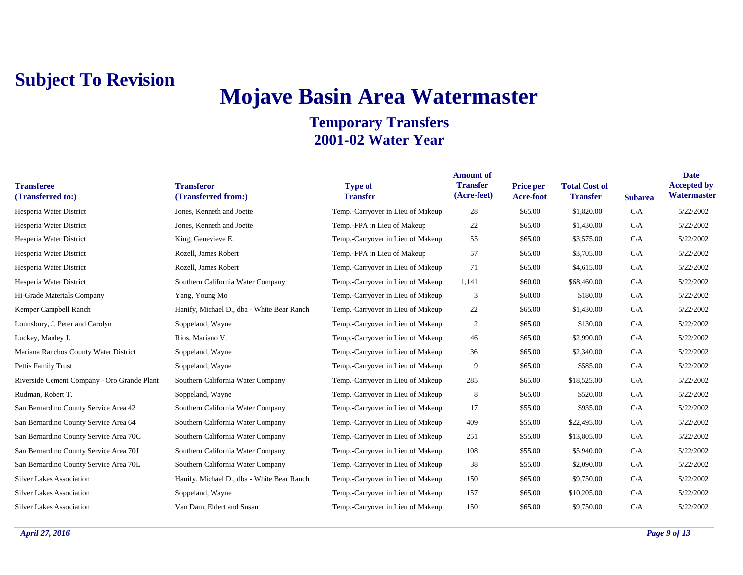**Subject To Revision**

# Mojave Basin Area Watermaster

## Temporary Transfers
## 2001-02 Water Year

| Transferee (Transferred to:) | Transferor (Transferred from:) | Type of Transfer | Amount of Transfer (Acre-feet) | Price per Acre-foot | Total Cost of Transfer | Subarea | Date Accepted by Watermaster |
|---|---|---|---|---|---|---|---|
| Hesperia Water District | Jones, Kenneth and Joette | Temp.-Carryover in Lieu of Makeup | 28 | $65.00 | $1,820.00 | C/A | 5/22/2002 |
| Hesperia Water District | Jones, Kenneth and Joette | Temp.-FPA in Lieu of Makeup | 22 | $65.00 | $1,430.00 | C/A | 5/22/2002 |
| Hesperia Water District | King, Genevieve E. | Temp.-Carryover in Lieu of Makeup | 55 | $65.00 | $3,575.00 | C/A | 5/22/2002 |
| Hesperia Water District | Rozell, James Robert | Temp.-FPA in Lieu of Makeup | 57 | $65.00 | $3,705.00 | C/A | 5/22/2002 |
| Hesperia Water District | Rozell, James Robert | Temp.-Carryover in Lieu of Makeup | 71 | $65.00 | $4,615.00 | C/A | 5/22/2002 |
| Hesperia Water District | Southern California Water Company | Temp.-Carryover in Lieu of Makeup | 1,141 | $60.00 | $68,460.00 | C/A | 5/22/2002 |
| Hi-Grade Materials Company | Yang, Young Mo | Temp.-Carryover in Lieu of Makeup | 3 | $60.00 | $180.00 | C/A | 5/22/2002 |
| Kemper Campbell Ranch | Hanify, Michael D., dba - White Bear Ranch | Temp.-Carryover in Lieu of Makeup | 22 | $65.00 | $1,430.00 | C/A | 5/22/2002 |
| Lounsbury, J. Peter and Carolyn | Soppeland, Wayne | Temp.-Carryover in Lieu of Makeup | 2 | $65.00 | $130.00 | C/A | 5/22/2002 |
| Luckey, Manley J. | Rios, Mariano V. | Temp.-Carryover in Lieu of Makeup | 46 | $65.00 | $2,990.00 | C/A | 5/22/2002 |
| Mariana Ranchos County Water District | Soppeland, Wayne | Temp.-Carryover in Lieu of Makeup | 36 | $65.00 | $2,340.00 | C/A | 5/22/2002 |
| Pettis Family Trust | Soppeland, Wayne | Temp.-Carryover in Lieu of Makeup | 9 | $65.00 | $585.00 | C/A | 5/22/2002 |
| Riverside Cement Company - Oro Grande Plant | Southern California Water Company | Temp.-Carryover in Lieu of Makeup | 285 | $65.00 | $18,525.00 | C/A | 5/22/2002 |
| Rudman, Robert T. | Soppeland, Wayne | Temp.-Carryover in Lieu of Makeup | 8 | $65.00 | $520.00 | C/A | 5/22/2002 |
| San Bernardino County Service Area 42 | Southern California Water Company | Temp.-Carryover in Lieu of Makeup | 17 | $55.00 | $935.00 | C/A | 5/22/2002 |
| San Bernardino County Service Area 64 | Southern California Water Company | Temp.-Carryover in Lieu of Makeup | 409 | $55.00 | $22,495.00 | C/A | 5/22/2002 |
| San Bernardino County Service Area 70C | Southern California Water Company | Temp.-Carryover in Lieu of Makeup | 251 | $55.00 | $13,805.00 | C/A | 5/22/2002 |
| San Bernardino County Service Area 70J | Southern California Water Company | Temp.-Carryover in Lieu of Makeup | 108 | $55.00 | $5,940.00 | C/A | 5/22/2002 |
| San Bernardino County Service Area 70L | Southern California Water Company | Temp.-Carryover in Lieu of Makeup | 38 | $55.00 | $2,090.00 | C/A | 5/22/2002 |
| Silver Lakes Association | Hanify, Michael D., dba - White Bear Ranch | Temp.-Carryover in Lieu of Makeup | 150 | $65.00 | $9,750.00 | C/A | 5/22/2002 |
| Silver Lakes Association | Soppeland, Wayne | Temp.-Carryover in Lieu of Makeup | 157 | $65.00 | $10,205.00 | C/A | 5/22/2002 |
| Silver Lakes Association | Van Dam, Eldert and Susan | Temp.-Carryover in Lieu of Makeup | 150 | $65.00 | $9,750.00 | C/A | 5/22/2002 |

*April 27, 2016*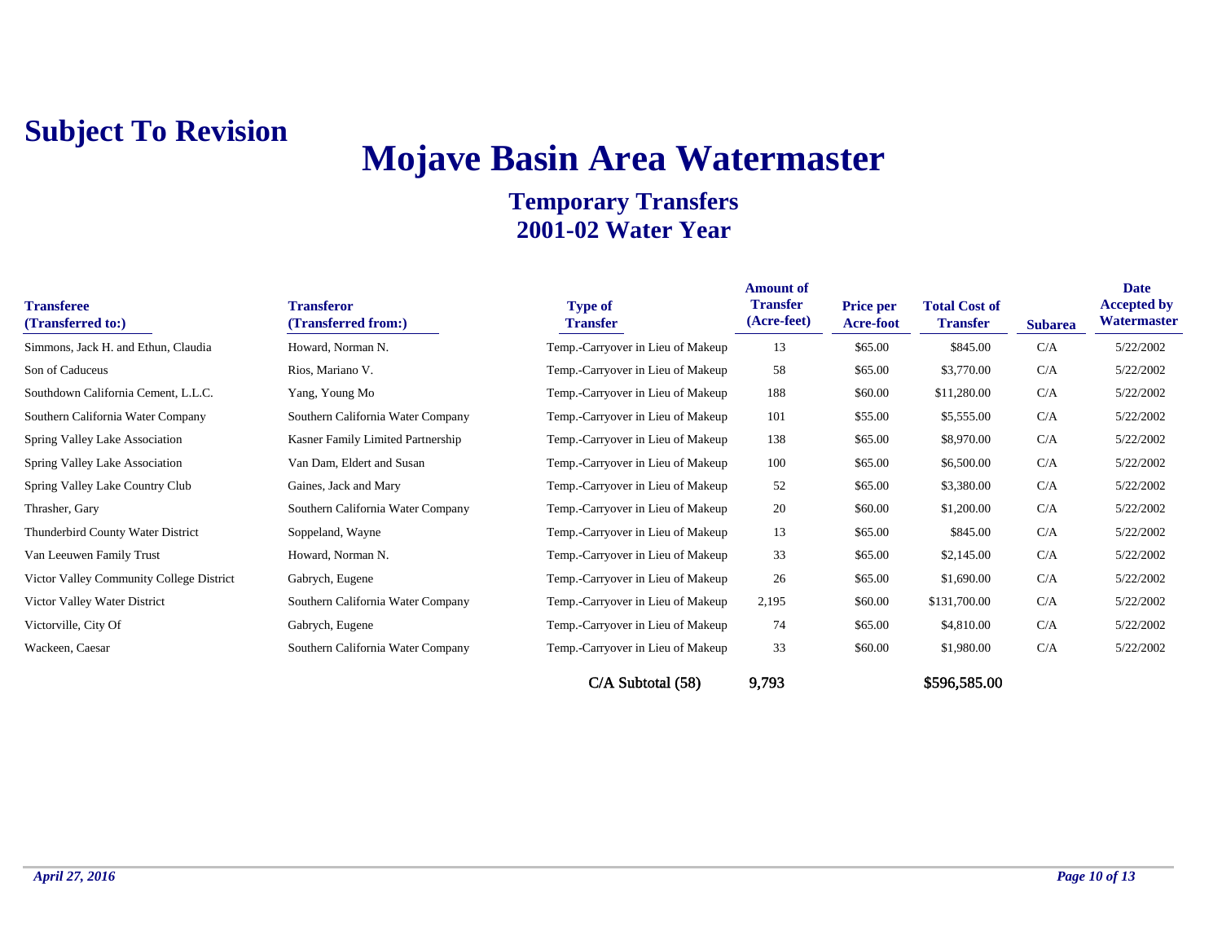**Subject To Revision**

# Mojave Basin Area Watermaster

## Temporary Transfers
## 2001-02 Water Year

| Transferee (Transferred to:) | Transferor (Transferred from:) | Type of Transfer | Amount of Transfer (Acre-feet) | Price per Acre-foot | Total Cost of Transfer | Subarea | Date Accepted by Watermaster |
|---|---|---|---|---|---|---|---|
| Simmons, Jack H. and Ethun, Claudia | Howard, Norman N. | Temp.-Carryover in Lieu of Makeup | 13 | $65.00 | $845.00 | C/A | 5/22/2002 |
| Son of Caduceus | Rios, Mariano V. | Temp.-Carryover in Lieu of Makeup | 58 | $65.00 | $3,770.00 | C/A | 5/22/2002 |
| Southdown California Cement, L.L.C. | Yang, Young Mo | Temp.-Carryover in Lieu of Makeup | 188 | $60.00 | $11,280.00 | C/A | 5/22/2002 |
| Southern California Water Company | Southern California Water Company | Temp.-Carryover in Lieu of Makeup | 101 | $55.00 | $5,555.00 | C/A | 5/22/2002 |
| Spring Valley Lake Association | Kasner Family Limited Partnership | Temp.-Carryover in Lieu of Makeup | 138 | $65.00 | $8,970.00 | C/A | 5/22/2002 |
| Spring Valley Lake Association | Van Dam, Eldert and Susan | Temp.-Carryover in Lieu of Makeup | 100 | $65.00 | $6,500.00 | C/A | 5/22/2002 |
| Spring Valley Lake Country Club | Gaines, Jack and Mary | Temp.-Carryover in Lieu of Makeup | 52 | $65.00 | $3,380.00 | C/A | 5/22/2002 |
| Thrasher, Gary | Southern California Water Company | Temp.-Carryover in Lieu of Makeup | 20 | $60.00 | $1,200.00 | C/A | 5/22/2002 |
| Thunderbird County Water District | Soppeland, Wayne | Temp.-Carryover in Lieu of Makeup | 13 | $65.00 | $845.00 | C/A | 5/22/2002 |
| Van Leeuwen Family Trust | Howard, Norman N. | Temp.-Carryover in Lieu of Makeup | 33 | $65.00 | $2,145.00 | C/A | 5/22/2002 |
| Victor Valley Community College District | Gabrych, Eugene | Temp.-Carryover in Lieu of Makeup | 26 | $65.00 | $1,690.00 | C/A | 5/22/2002 |
| Victor Valley Water District | Southern California Water Company | Temp.-Carryover in Lieu of Makeup | 2,195 | $60.00 | $131,700.00 | C/A | 5/22/2002 |
| Victorville, City Of | Gabrych, Eugene | Temp.-Carryover in Lieu of Makeup | 74 | $65.00 | $4,810.00 | C/A | 5/22/2002 |
| Wackeen, Caesar | Southern California Water Company | Temp.-Carryover in Lieu of Makeup | 33 | $60.00 | $1,980.00 | C/A | 5/22/2002 |
| | | C/A Subtotal (58) | 9,793 | | $596,585.00 | | |

*April 27, 2016*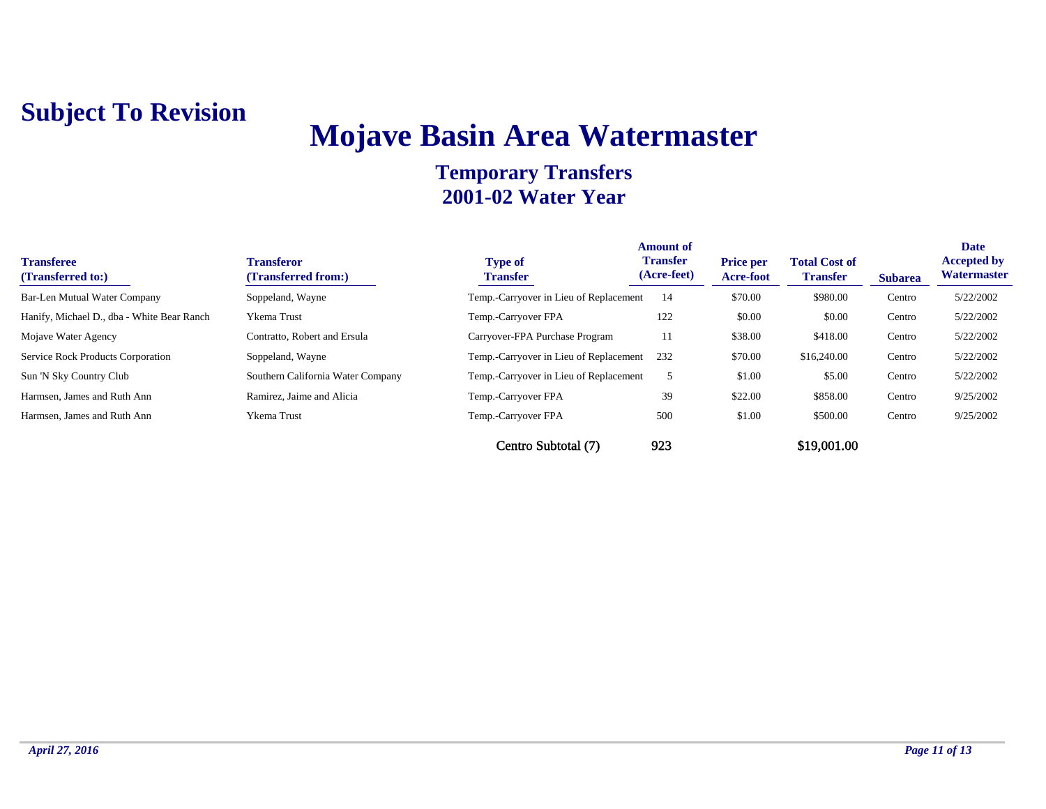**Subject To Revision**

# Mojave Basin Area Watermaster

## Temporary Transfers
## 2001-02 Water Year

| Transferee (Transferred to:) | Transferor (Transferred from:) | Type of Transfer | Amount of Transfer (Acre-feet) | Price per Acre-foot | Total Cost of Transfer | Subarea | Date Accepted by Watermaster |
|---|---|---|---|---|---|---|---|
| Bar-Len Mutual Water Company | Soppeland, Wayne | Temp.-Carryover in Lieu of Replacement | 14 | $70.00 | $980.00 | Centro | 5/22/2002 |
| Hanify, Michael D., dba - White Bear Ranch | Ykema Trust | Temp.-Carryover FPA | 122 | $0.00 | $0.00 | Centro | 5/22/2002 |
| Mojave Water Agency | Contratto, Robert and Ersula | Carryover-FPA Purchase Program | 11 | $38.00 | $418.00 | Centro | 5/22/2002 |
| Service Rock Products Corporation | Soppeland, Wayne | Temp.-Carryover in Lieu of Replacement | 232 | $70.00 | $16,240.00 | Centro | 5/22/2002 |
| Sun 'N Sky Country Club | Southern California Water Company | Temp.-Carryover in Lieu of Replacement | 5 | $1.00 | $5.00 | Centro | 5/22/2002 |
| Harmsen, James and Ruth Ann | Ramirez, Jaime and Alicia | Temp.-Carryover FPA | 39 | $22.00 | $858.00 | Centro | 9/25/2002 |
| Harmsen, James and Ruth Ann | Ykema Trust | Temp.-Carryover FPA | 500 | $1.00 | $500.00 | Centro | 9/25/2002 |
| | | Centro Subtotal (7) | 923 | | $19,001.00 | | |

*April 27, 2016*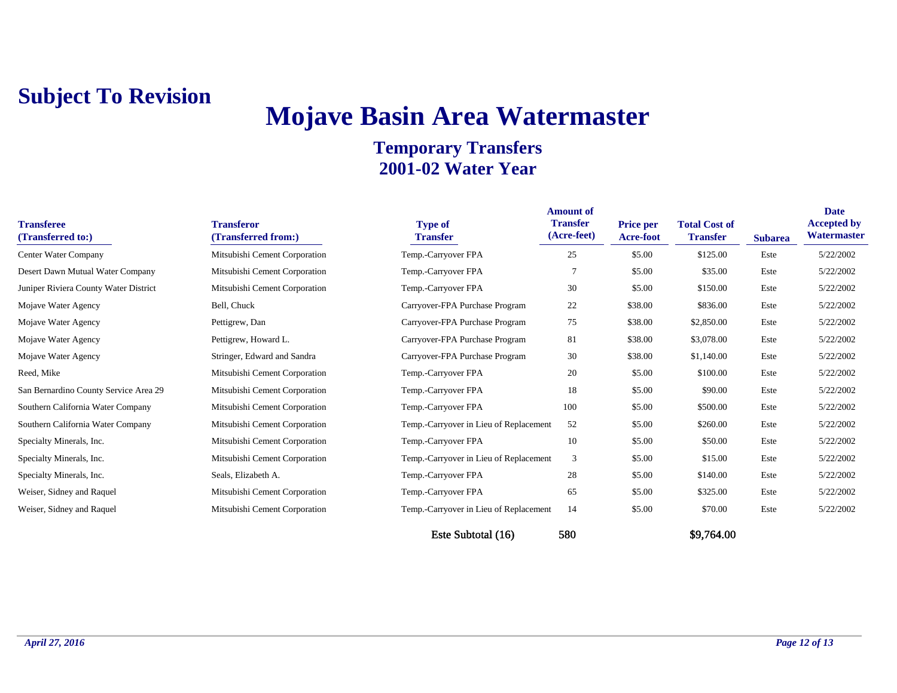**Subject To Revision**

# Mojave Basin Area Watermaster

## Temporary Transfers
## 2001-02 Water Year

| Transferee (Transferred to:) | Transferor (Transferred from:) | Type of Transfer | Amount of Transfer (Acre-feet) | Price per Acre-foot | Total Cost of Transfer | Subarea | Date Accepted by Watermaster |
|---|---|---|---|---|---|---|---|
| Center Water Company | Mitsubishi Cement Corporation | Temp.-Carryover FPA | 25 | $5.00 | $125.00 | Este | 5/22/2002 |
| Desert Dawn Mutual Water Company | Mitsubishi Cement Corporation | Temp.-Carryover FPA | 7 | $5.00 | $35.00 | Este | 5/22/2002 |
| Juniper Riviera County Water District | Mitsubishi Cement Corporation | Temp.-Carryover FPA | 30 | $5.00 | $150.00 | Este | 5/22/2002 |
| Mojave Water Agency | Bell, Chuck | Carryover-FPA Purchase Program | 22 | $38.00 | $836.00 | Este | 5/22/2002 |
| Mojave Water Agency | Pettigrew, Dan | Carryover-FPA Purchase Program | 75 | $38.00 | $2,850.00 | Este | 5/22/2002 |
| Mojave Water Agency | Pettigrew, Howard L. | Carryover-FPA Purchase Program | 81 | $38.00 | $3,078.00 | Este | 5/22/2002 |
| Mojave Water Agency | Stringer, Edward and Sandra | Carryover-FPA Purchase Program | 30 | $38.00 | $1,140.00 | Este | 5/22/2002 |
| Reed, Mike | Mitsubishi Cement Corporation | Temp.-Carryover FPA | 20 | $5.00 | $100.00 | Este | 5/22/2002 |
| San Bernardino County Service Area 29 | Mitsubishi Cement Corporation | Temp.-Carryover FPA | 18 | $5.00 | $90.00 | Este | 5/22/2002 |
| Southern California Water Company | Mitsubishi Cement Corporation | Temp.-Carryover FPA | 100 | $5.00 | $500.00 | Este | 5/22/2002 |
| Southern California Water Company | Mitsubishi Cement Corporation | Temp.-Carryover in Lieu of Replacement | 52 | $5.00 | $260.00 | Este | 5/22/2002 |
| Specialty Minerals, Inc. | Mitsubishi Cement Corporation | Temp.-Carryover FPA | 10 | $5.00 | $50.00 | Este | 5/22/2002 |
| Specialty Minerals, Inc. | Mitsubishi Cement Corporation | Temp.-Carryover in Lieu of Replacement | 3 | $5.00 | $15.00 | Este | 5/22/2002 |
| Specialty Minerals, Inc. | Seals, Elizabeth A. | Temp.-Carryover FPA | 28 | $5.00 | $140.00 | Este | 5/22/2002 |
| Weiser, Sidney and Raquel | Mitsubishi Cement Corporation | Temp.-Carryover FPA | 65 | $5.00 | $325.00 | Este | 5/22/2002 |
| Weiser, Sidney and Raquel | Mitsubishi Cement Corporation | Temp.-Carryover in Lieu of Replacement | 14 | $5.00 | $70.00 | Este | 5/22/2002 |
| | | Este Subtotal (16) | 580 | | $9,764.00 | | |

*April 27, 2016*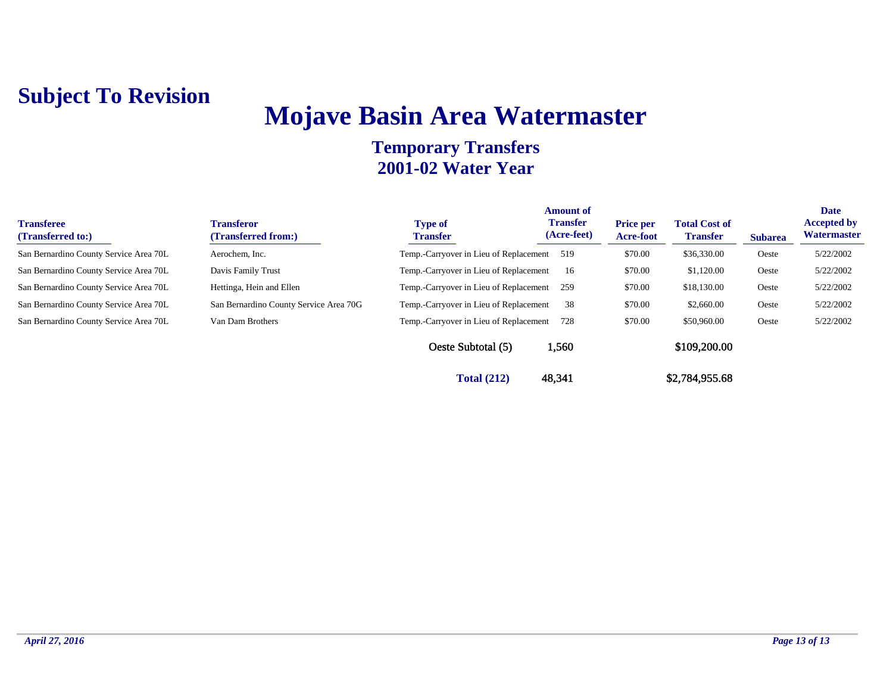**Subject To Revision**

# Mojave Basin Area Watermaster

## Temporary Transfers
## 2001-02 Water Year

| Transferee (Transferred to:) | Transferor (Transferred from:) | Type of Transfer | Amount of Transfer (Acre-feet) | Price per Acre-foot | Total Cost of Transfer | Subarea | Date Accepted by Watermaster |
|---|---|---|---|---|---|---|---|
| San Bernardino County Service Area 70L | Aerochem, Inc. | Temp.-Carryover in Lieu of Replacement | 519 | $70.00 | $36,330.00 | Oeste | 5/22/2002 |
| San Bernardino County Service Area 70L | Davis Family Trust | Temp.-Carryover in Lieu of Replacement | 16 | $70.00 | $1,120.00 | Oeste | 5/22/2002 |
| San Bernardino County Service Area 70L | Hettinga, Hein and Ellen | Temp.-Carryover in Lieu of Replacement | 259 | $70.00 | $18,130.00 | Oeste | 5/22/2002 |
| San Bernardino County Service Area 70L | San Bernardino County Service Area 70G | Temp.-Carryover in Lieu of Replacement | 38 | $70.00 | $2,660.00 | Oeste | 5/22/2002 |
| San Bernardino County Service Area 70L | Van Dam Brothers | Temp.-Carryover in Lieu of Replacement | 728 | $70.00 | $50,960.00 | Oeste | 5/22/2002 |
| | | Oeste Subtotal (5) | 1,560 | | $109,200.00 | | |
| | | **Total (212)** | 48,341 | | $2,784,955.68 | | |

*April 27, 2016*